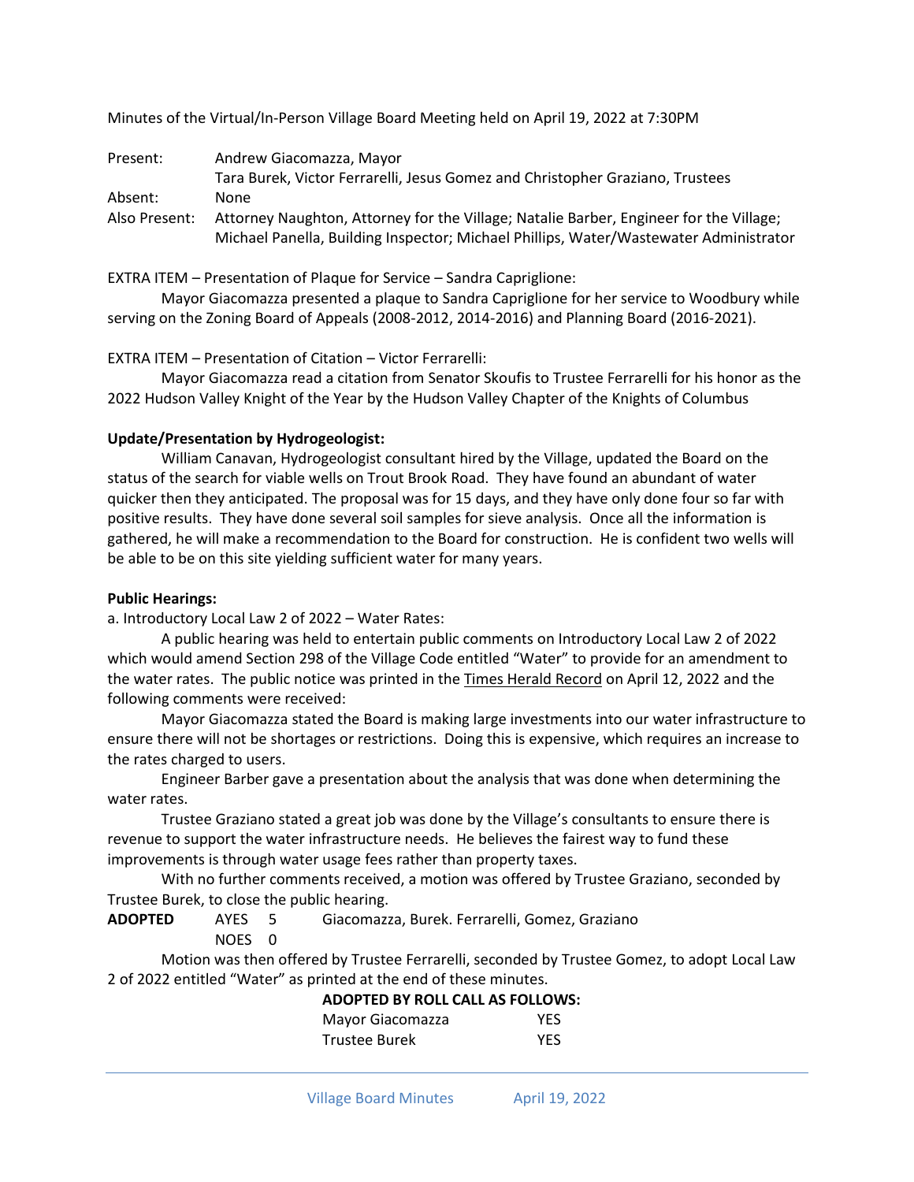Minutes of the Virtual/In-Person Village Board Meeting held on April 19, 2022 at 7:30PM

| | |
|---|---|
| Present: | Andrew Giacomazza, Mayor |
| | Tara Burek, Victor Ferrarelli, Jesus Gomez and Christopher Graziano, Trustees |
| Absent: | None |
| Also Present: | Attorney Naughton, Attorney for the Village; Natalie Barber, Engineer for the Village; Michael Panella, Building Inspector; Michael Phillips, Water/Wastewater Administrator |

EXTRA ITEM – Presentation of Plaque for Service – Sandra Capriglione:

Mayor Giacomazza presented a plaque to Sandra Capriglione for her service to Woodbury while serving on the Zoning Board of Appeals (2008-2012, 2014-2016) and Planning Board (2016-2021).

EXTRA ITEM – Presentation of Citation – Victor Ferrarelli:

Mayor Giacomazza read a citation from Senator Skoufis to Trustee Ferrarelli for his honor as the 2022 Hudson Valley Knight of the Year by the Hudson Valley Chapter of the Knights of Columbus

**Update/Presentation by Hydrogeologist:**

William Canavan, Hydrogeologist consultant hired by the Village, updated the Board on the status of the search for viable wells on Trout Brook Road. They have found an abundant of water quicker then they anticipated. The proposal was for 15 days, and they have only done four so far with positive results. They have done several soil samples for sieve analysis. Once all the information is gathered, he will make a recommendation to the Board for construction. He is confident two wells will be able to be on this site yielding sufficient water for many years.

**Public Hearings:**

a. Introductory Local Law 2 of 2022 – Water Rates:

A public hearing was held to entertain public comments on Introductory Local Law 2 of 2022 which would amend Section 298 of the Village Code entitled "Water" to provide for an amendment to the water rates. The public notice was printed in the Times Herald Record on April 12, 2022 and the following comments were received:

Mayor Giacomazza stated the Board is making large investments into our water infrastructure to ensure there will not be shortages or restrictions. Doing this is expensive, which requires an increase to the rates charged to users.

Engineer Barber gave a presentation about the analysis that was done when determining the water rates.

Trustee Graziano stated a great job was done by the Village's consultants to ensure there is revenue to support the water infrastructure needs. He believes the fairest way to fund these improvements is through water usage fees rather than property taxes.

With no further comments received, a motion was offered by Trustee Graziano, seconded by Trustee Burek, to close the public hearing.

**ADOPTED** AYES 5 Giacomazza, Burek. Ferrarelli, Gomez, Graziano
NOES 0

Motion was then offered by Trustee Ferrarelli, seconded by Trustee Gomez, to adopt Local Law 2 of 2022 entitled "Water" as printed at the end of these minutes.

**ADOPTED BY ROLL CALL AS FOLLOWS:**

| | |
|---|---|
| Mayor Giacomazza | YES |
| Trustee Burek | YES |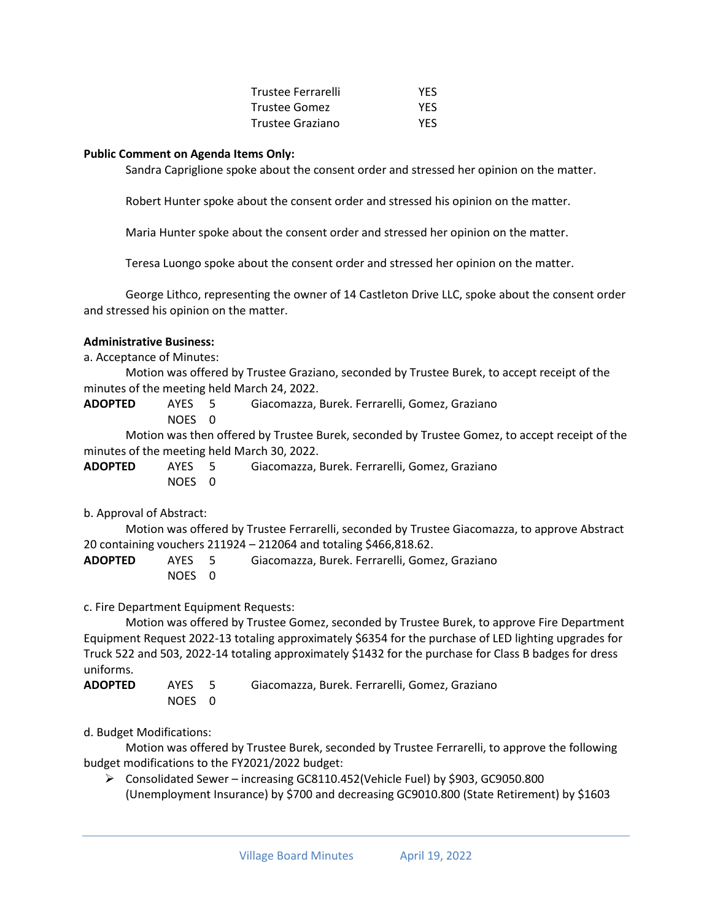| | |
|---|---|
| Trustee Ferrarelli | YES |
| Trustee Gomez | YES |
| Trustee Graziano | YES |

**Public Comment on Agenda Items Only:**

Sandra Capriglione spoke about the consent order and stressed her opinion on the matter.

Robert Hunter spoke about the consent order and stressed his opinion on the matter.

Maria Hunter spoke about the consent order and stressed her opinion on the matter.

Teresa Luongo spoke about the consent order and stressed her opinion on the matter.

George Lithco, representing the owner of 14 Castleton Drive LLC, spoke about the consent order and stressed his opinion on the matter.

**Administrative Business:**

a. Acceptance of Minutes:

Motion was offered by Trustee Graziano, seconded by Trustee Burek, to accept receipt of the minutes of the meeting held March 24, 2022.

**ADOPTED** AYES 5 Giacomazza, Burek. Ferrarelli, Gomez, Graziano
NOES 0

Motion was then offered by Trustee Burek, seconded by Trustee Gomez, to accept receipt of the minutes of the meeting held March 30, 2022.

**ADOPTED** AYES 5 Giacomazza, Burek. Ferrarelli, Gomez, Graziano
NOES 0

b. Approval of Abstract:

Motion was offered by Trustee Ferrarelli, seconded by Trustee Giacomazza, to approve Abstract 20 containing vouchers 211924 – 212064 and totaling $466,818.62.

**ADOPTED** AYES 5 Giacomazza, Burek. Ferrarelli, Gomez, Graziano
NOES 0

c. Fire Department Equipment Requests:

Motion was offered by Trustee Gomez, seconded by Trustee Burek, to approve Fire Department Equipment Request 2022-13 totaling approximately $6354 for the purchase of LED lighting upgrades for Truck 522 and 503, 2022-14 totaling approximately $1432 for the purchase for Class B badges for dress uniforms.

**ADOPTED** AYES 5 Giacomazza, Burek. Ferrarelli, Gomez, Graziano
NOES 0

d. Budget Modifications:

Motion was offered by Trustee Burek, seconded by Trustee Ferrarelli, to approve the following budget modifications to the FY2021/2022 budget:

- Consolidated Sewer – increasing GC8110.452(Vehicle Fuel) by $903, GC9050.800 (Unemployment Insurance) by $700 and decreasing GC9010.800 (State Retirement) by $1603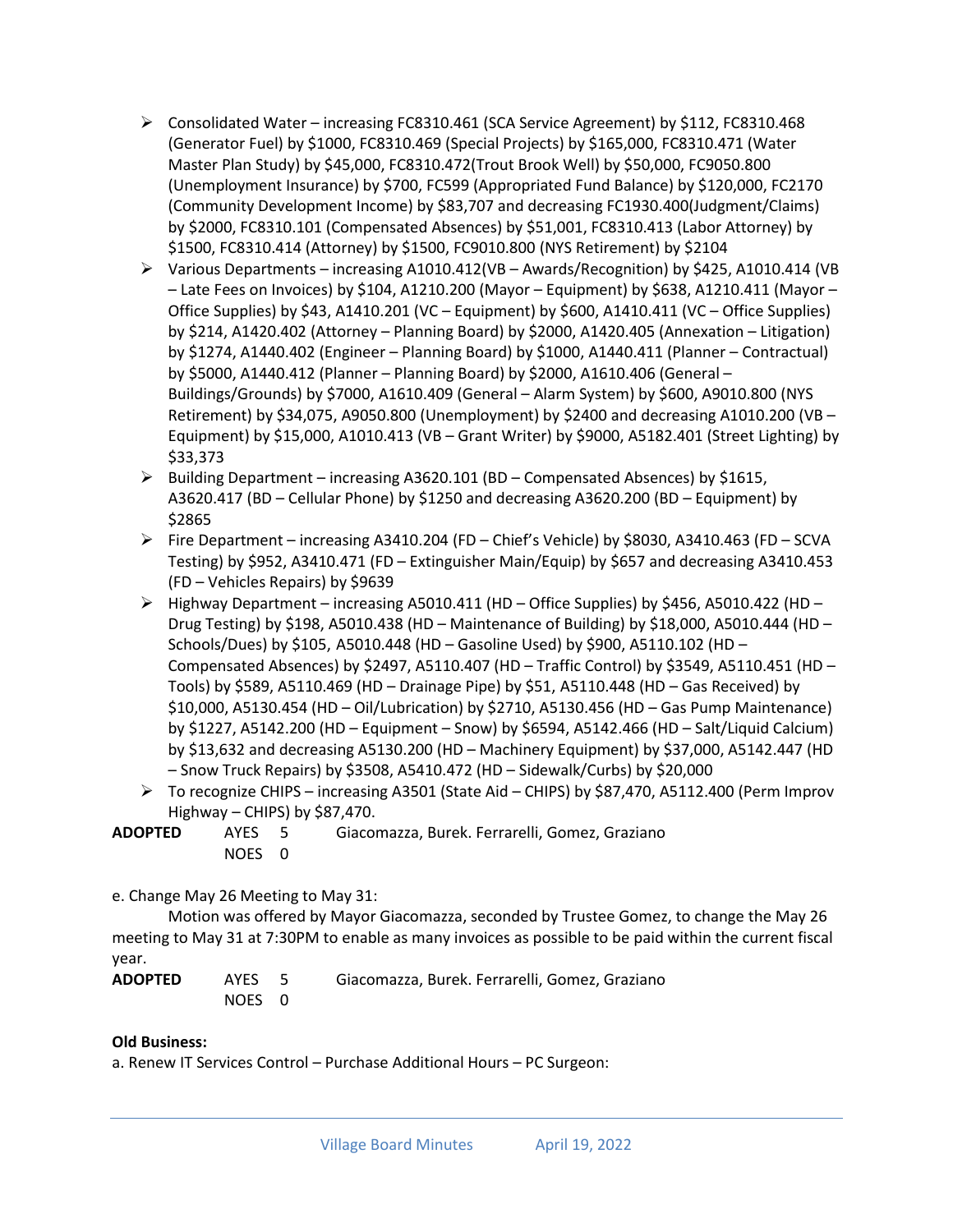- Consolidated Water – increasing FC8310.461 (SCA Service Agreement) by $112, FC8310.468 (Generator Fuel) by $1000, FC8310.469 (Special Projects) by $165,000, FC8310.471 (Water Master Plan Study) by $45,000, FC8310.472(Trout Brook Well) by $50,000, FC9050.800 (Unemployment Insurance) by $700, FC599 (Appropriated Fund Balance) by $120,000, FC2170 (Community Development Income) by $83,707 and decreasing FC1930.400(Judgment/Claims) by $2000, FC8310.101 (Compensated Absences) by $51,001, FC8310.413 (Labor Attorney) by $1500, FC8310.414 (Attorney) by $1500, FC9010.800 (NYS Retirement) by $2104
- Various Departments – increasing A1010.412(VB – Awards/Recognition) by $425, A1010.414 (VB – Late Fees on Invoices) by $104, A1210.200 (Mayor – Equipment) by $638, A1210.411 (Mayor – Office Supplies) by $43, A1410.201 (VC – Equipment) by $600, A1410.411 (VC – Office Supplies) by $214, A1420.402 (Attorney – Planning Board) by $2000, A1420.405 (Annexation – Litigation) by $1274, A1440.402 (Engineer – Planning Board) by $1000, A1440.411 (Planner – Contractual) by $5000, A1440.412 (Planner – Planning Board) by $2000, A1610.406 (General – Buildings/Grounds) by $7000, A1610.409 (General – Alarm System) by $600, A9010.800 (NYS Retirement) by $34,075, A9050.800 (Unemployment) by $2400 and decreasing A1010.200 (VB – Equipment) by $15,000, A1010.413 (VB – Grant Writer) by $9000, A5182.401 (Street Lighting) by $33,373
- Building Department – increasing A3620.101 (BD – Compensated Absences) by $1615, A3620.417 (BD – Cellular Phone) by $1250 and decreasing A3620.200 (BD – Equipment) by $2865
- Fire Department – increasing A3410.204 (FD – Chief's Vehicle) by $8030, A3410.463 (FD – SCVA Testing) by $952, A3410.471 (FD – Extinguisher Main/Equip) by $657 and decreasing A3410.453 (FD – Vehicles Repairs) by $9639
- Highway Department – increasing A5010.411 (HD – Office Supplies) by $456, A5010.422 (HD – Drug Testing) by $198, A5010.438 (HD – Maintenance of Building) by $18,000, A5010.444 (HD – Schools/Dues) by $105, A5010.448 (HD – Gasoline Used) by $900, A5110.102 (HD – Compensated Absences) by $2497, A5110.407 (HD – Traffic Control) by $3549, A5110.451 (HD – Tools) by $589, A5110.469 (HD – Drainage Pipe) by $51, A5110.448 (HD – Gas Received) by $10,000, A5130.454 (HD – Oil/Lubrication) by $2710, A5130.456 (HD – Gas Pump Maintenance) by $1227, A5142.200 (HD – Equipment – Snow) by $6594, A5142.466 (HD – Salt/Liquid Calcium) by $13,632 and decreasing A5130.200 (HD – Machinery Equipment) by $37,000, A5142.447 (HD – Snow Truck Repairs) by $3508, A5410.472 (HD – Sidewalk/Curbs) by $20,000
- To recognize CHIPS – increasing A3501 (State Aid – CHIPS) by $87,470, A5112.400 (Perm Improv Highway – CHIPS) by $87,470.

**ADOPTED** AYES 5 Giacomazza, Burek. Ferrarelli, Gomez, Graziano
NOES 0

e. Change May 26 Meeting to May 31:

Motion was offered by Mayor Giacomazza, seconded by Trustee Gomez, to change the May 26 meeting to May 31 at 7:30PM to enable as many invoices as possible to be paid within the current fiscal year.

**ADOPTED** AYES 5 Giacomazza, Burek. Ferrarelli, Gomez, Graziano
NOES 0

**Old Business:**

a. Renew IT Services Control – Purchase Additional Hours – PC Surgeon: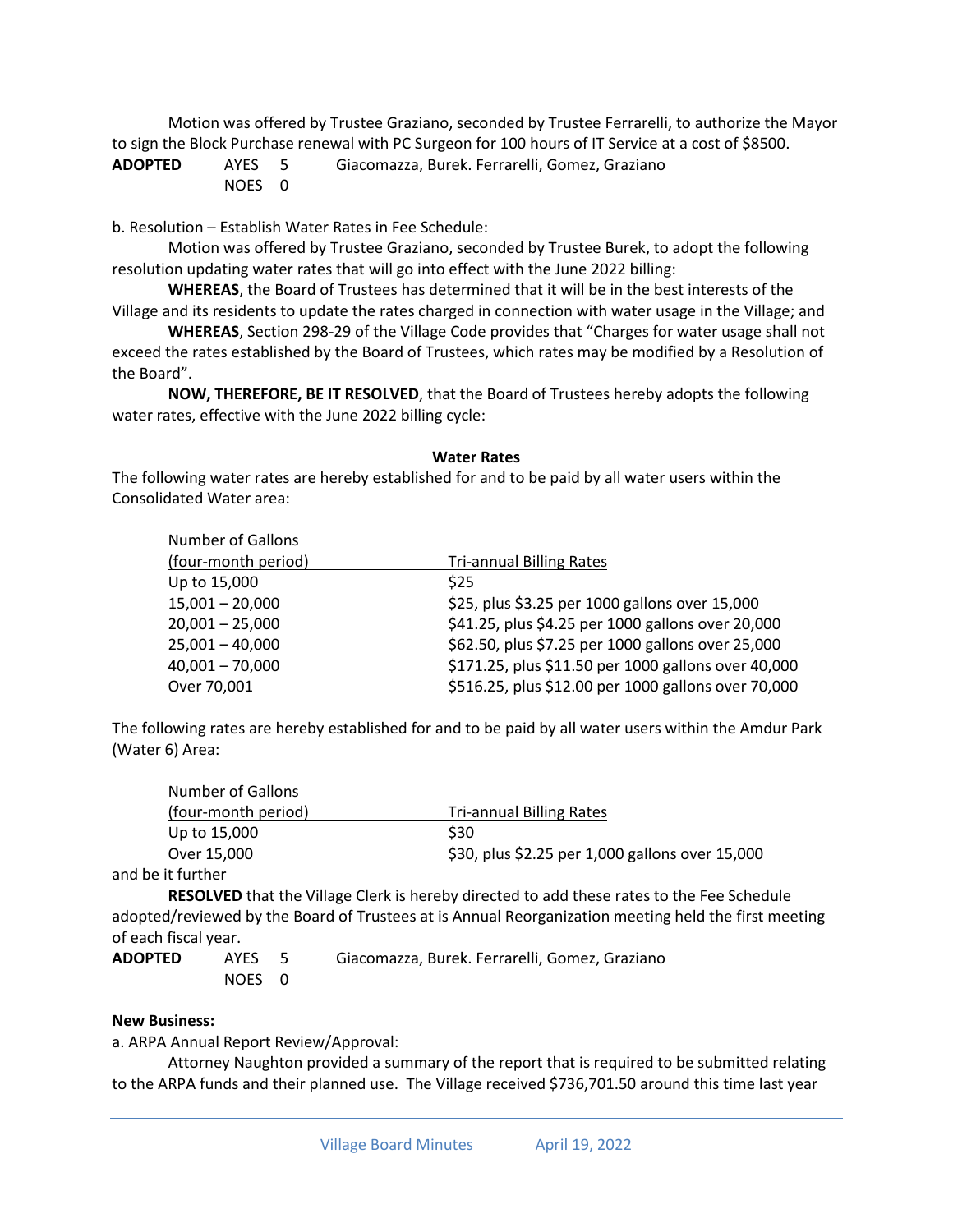Motion was offered by Trustee Graziano, seconded by Trustee Ferrarelli, to authorize the Mayor to sign the Block Purchase renewal with PC Surgeon for 100 hours of IT Service at a cost of $8500.

**ADOPTED** AYES 5 Giacomazza, Burek. Ferrarelli, Gomez, Graziano
NOES 0

b. Resolution – Establish Water Rates in Fee Schedule:

Motion was offered by Trustee Graziano, seconded by Trustee Burek, to adopt the following resolution updating water rates that will go into effect with the June 2022 billing:

**WHEREAS**, the Board of Trustees has determined that it will be in the best interests of the Village and its residents to update the rates charged in connection with water usage in the Village; and

**WHEREAS**, Section 298-29 of the Village Code provides that "Charges for water usage shall not exceed the rates established by the Board of Trustees, which rates may be modified by a Resolution of the Board".

**NOW, THEREFORE, BE IT RESOLVED**, that the Board of Trustees hereby adopts the following water rates, effective with the June 2022 billing cycle:

**Water Rates**

The following water rates are hereby established for and to be paid by all water users within the Consolidated Water area:

| Number of Gallons (four-month period) | Tri-annual Billing Rates |
|---|---|
| Up to 15,000 | $25 |
| 15,001 – 20,000 | $25, plus $3.25 per 1000 gallons over 15,000 |
| 20,001 – 25,000 | $41.25, plus $4.25 per 1000 gallons over 20,000 |
| 25,001 – 40,000 | $62.50, plus $7.25 per 1000 gallons over 25,000 |
| 40,001 – 70,000 | $171.25, plus $11.50 per 1000 gallons over 40,000 |
| Over 70,001 | $516.25, plus $12.00 per 1000 gallons over 70,000 |

The following rates are hereby established for and to be paid by all water users within the Amdur Park (Water 6) Area:

| Number of Gallons (four-month period) | Tri-annual Billing Rates |
|---|---|
| Up to 15,000 | $30 |
| Over 15,000 | $30, plus $2.25 per 1,000 gallons over 15,000 |

and be it further

**RESOLVED** that the Village Clerk is hereby directed to add these rates to the Fee Schedule adopted/reviewed by the Board of Trustees at is Annual Reorganization meeting held the first meeting of each fiscal year.

**ADOPTED** AYES 5 Giacomazza, Burek. Ferrarelli, Gomez, Graziano
NOES 0

**New Business:**

a. ARPA Annual Report Review/Approval:

Attorney Naughton provided a summary of the report that is required to be submitted relating to the ARPA funds and their planned use. The Village received $736,701.50 around this time last year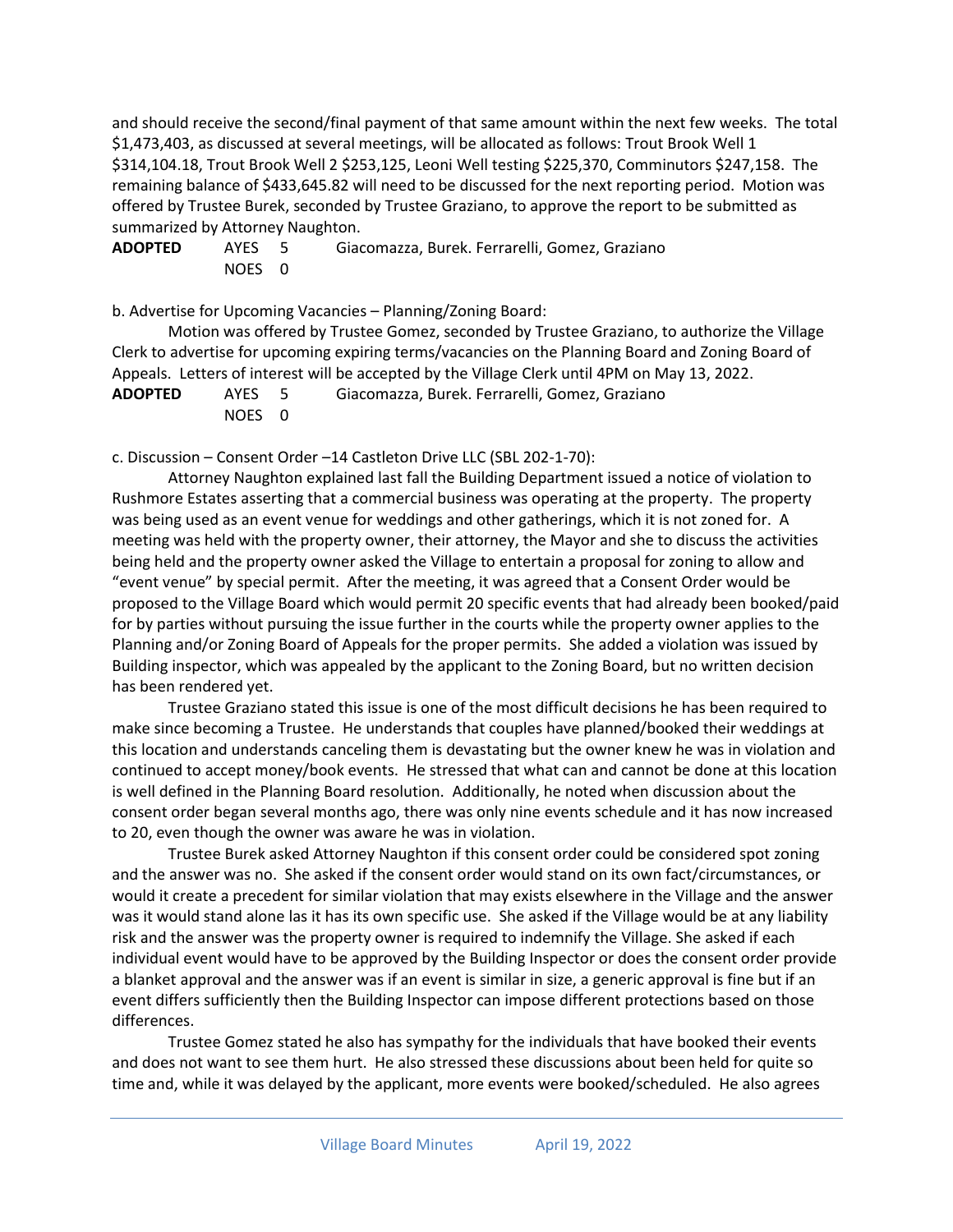and should receive the second/final payment of that same amount within the next few weeks. The total $1,473,403, as discussed at several meetings, will be allocated as follows: Trout Brook Well 1 $314,104.18, Trout Brook Well 2 $253,125, Leoni Well testing $225,370, Comminutors $247,158. The remaining balance of $433,645.82 will need to be discussed for the next reporting period. Motion was offered by Trustee Burek, seconded by Trustee Graziano, to approve the report to be submitted as summarized by Attorney Naughton.

**ADOPTED** AYES 5 Giacomazza, Burek. Ferrarelli, Gomez, Graziano
NOES 0

b. Advertise for Upcoming Vacancies – Planning/Zoning Board:

Motion was offered by Trustee Gomez, seconded by Trustee Graziano, to authorize the Village Clerk to advertise for upcoming expiring terms/vacancies on the Planning Board and Zoning Board of Appeals. Letters of interest will be accepted by the Village Clerk until 4PM on May 13, 2022.

**ADOPTED** AYES 5 Giacomazza, Burek. Ferrarelli, Gomez, Graziano
NOES 0

c. Discussion – Consent Order –14 Castleton Drive LLC (SBL 202-1-70):

Attorney Naughton explained last fall the Building Department issued a notice of violation to Rushmore Estates asserting that a commercial business was operating at the property. The property was being used as an event venue for weddings and other gatherings, which it is not zoned for. A meeting was held with the property owner, their attorney, the Mayor and she to discuss the activities being held and the property owner asked the Village to entertain a proposal for zoning to allow and "event venue" by special permit. After the meeting, it was agreed that a Consent Order would be proposed to the Village Board which would permit 20 specific events that had already been booked/paid for by parties without pursuing the issue further in the courts while the property owner applies to the Planning and/or Zoning Board of Appeals for the proper permits. She added a violation was issued by Building inspector, which was appealed by the applicant to the Zoning Board, but no written decision has been rendered yet.

Trustee Graziano stated this issue is one of the most difficult decisions he has been required to make since becoming a Trustee. He understands that couples have planned/booked their weddings at this location and understands canceling them is devastating but the owner knew he was in violation and continued to accept money/book events. He stressed that what can and cannot be done at this location is well defined in the Planning Board resolution. Additionally, he noted when discussion about the consent order began several months ago, there was only nine events schedule and it has now increased to 20, even though the owner was aware he was in violation.

Trustee Burek asked Attorney Naughton if this consent order could be considered spot zoning and the answer was no. She asked if the consent order would stand on its own fact/circumstances, or would it create a precedent for similar violation that may exists elsewhere in the Village and the answer was it would stand alone las it has its own specific use. She asked if the Village would be at any liability risk and the answer was the property owner is required to indemnify the Village. She asked if each individual event would have to be approved by the Building Inspector or does the consent order provide a blanket approval and the answer was if an event is similar in size, a generic approval is fine but if an event differs sufficiently then the Building Inspector can impose different protections based on those differences.

Trustee Gomez stated he also has sympathy for the individuals that have booked their events and does not want to see them hurt. He also stressed these discussions about been held for quite so time and, while it was delayed by the applicant, more events were booked/scheduled. He also agrees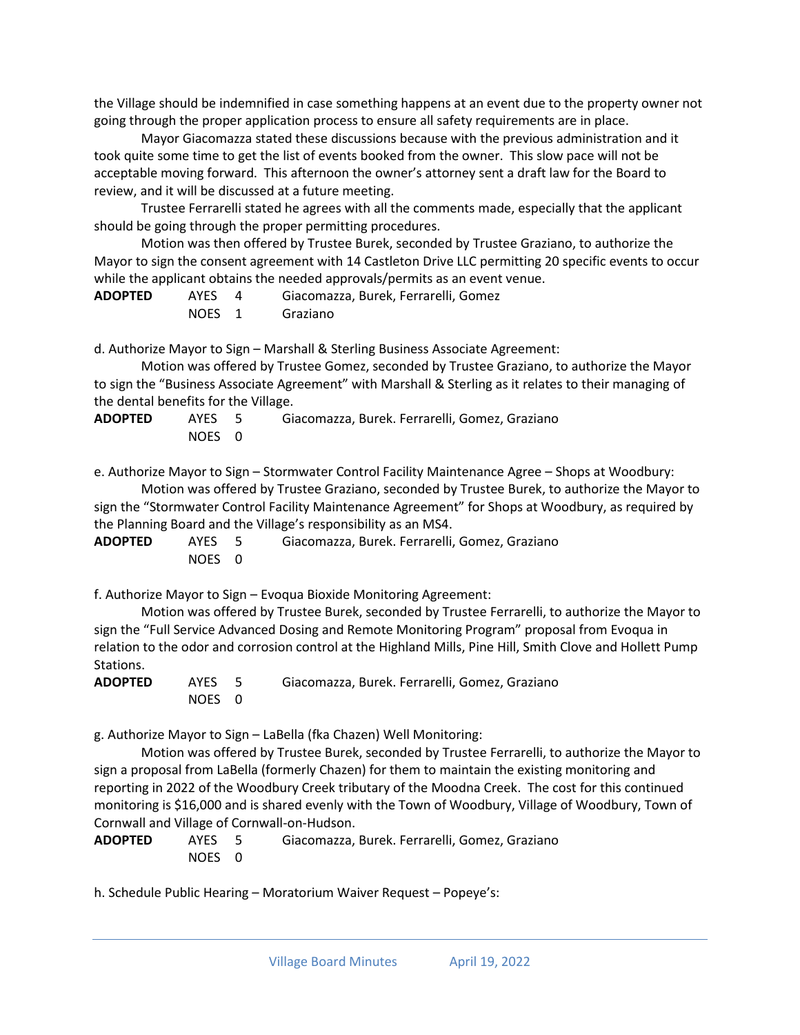the Village should be indemnified in case something happens at an event due to the property owner not going through the proper application process to ensure all safety requirements are in place.

Mayor Giacomazza stated these discussions because with the previous administration and it took quite some time to get the list of events booked from the owner. This slow pace will not be acceptable moving forward. This afternoon the owner's attorney sent a draft law for the Board to review, and it will be discussed at a future meeting.

Trustee Ferrarelli stated he agrees with all the comments made, especially that the applicant should be going through the proper permitting procedures.

Motion was then offered by Trustee Burek, seconded by Trustee Graziano, to authorize the Mayor to sign the consent agreement with 14 Castleton Drive LLC permitting 20 specific events to occur while the applicant obtains the needed approvals/permits as an event venue.

**ADOPTED** AYES 4 Giacomazza, Burek, Ferrarelli, Gomez
NOES 1 Graziano

d. Authorize Mayor to Sign – Marshall & Sterling Business Associate Agreement:

Motion was offered by Trustee Gomez, seconded by Trustee Graziano, to authorize the Mayor to sign the "Business Associate Agreement" with Marshall & Sterling as it relates to their managing of the dental benefits for the Village.

**ADOPTED** AYES 5 Giacomazza, Burek. Ferrarelli, Gomez, Graziano
NOES 0

e. Authorize Mayor to Sign – Stormwater Control Facility Maintenance Agree – Shops at Woodbury:

Motion was offered by Trustee Graziano, seconded by Trustee Burek, to authorize the Mayor to sign the "Stormwater Control Facility Maintenance Agreement" for Shops at Woodbury, as required by the Planning Board and the Village's responsibility as an MS4.

**ADOPTED** AYES 5 Giacomazza, Burek. Ferrarelli, Gomez, Graziano
NOES 0

f. Authorize Mayor to Sign – Evoqua Bioxide Monitoring Agreement:

Motion was offered by Trustee Burek, seconded by Trustee Ferrarelli, to authorize the Mayor to sign the "Full Service Advanced Dosing and Remote Monitoring Program" proposal from Evoqua in relation to the odor and corrosion control at the Highland Mills, Pine Hill, Smith Clove and Hollett Pump Stations.

**ADOPTED** AYES 5 Giacomazza, Burek. Ferrarelli, Gomez, Graziano
NOES 0

g. Authorize Mayor to Sign – LaBella (fka Chazen) Well Monitoring:

Motion was offered by Trustee Burek, seconded by Trustee Ferrarelli, to authorize the Mayor to sign a proposal from LaBella (formerly Chazen) for them to maintain the existing monitoring and reporting in 2022 of the Woodbury Creek tributary of the Moodna Creek. The cost for this continued monitoring is $16,000 and is shared evenly with the Town of Woodbury, Village of Woodbury, Town of Cornwall and Village of Cornwall-on-Hudson.

**ADOPTED** AYES 5 Giacomazza, Burek. Ferrarelli, Gomez, Graziano
NOES 0

h. Schedule Public Hearing – Moratorium Waiver Request – Popeye's: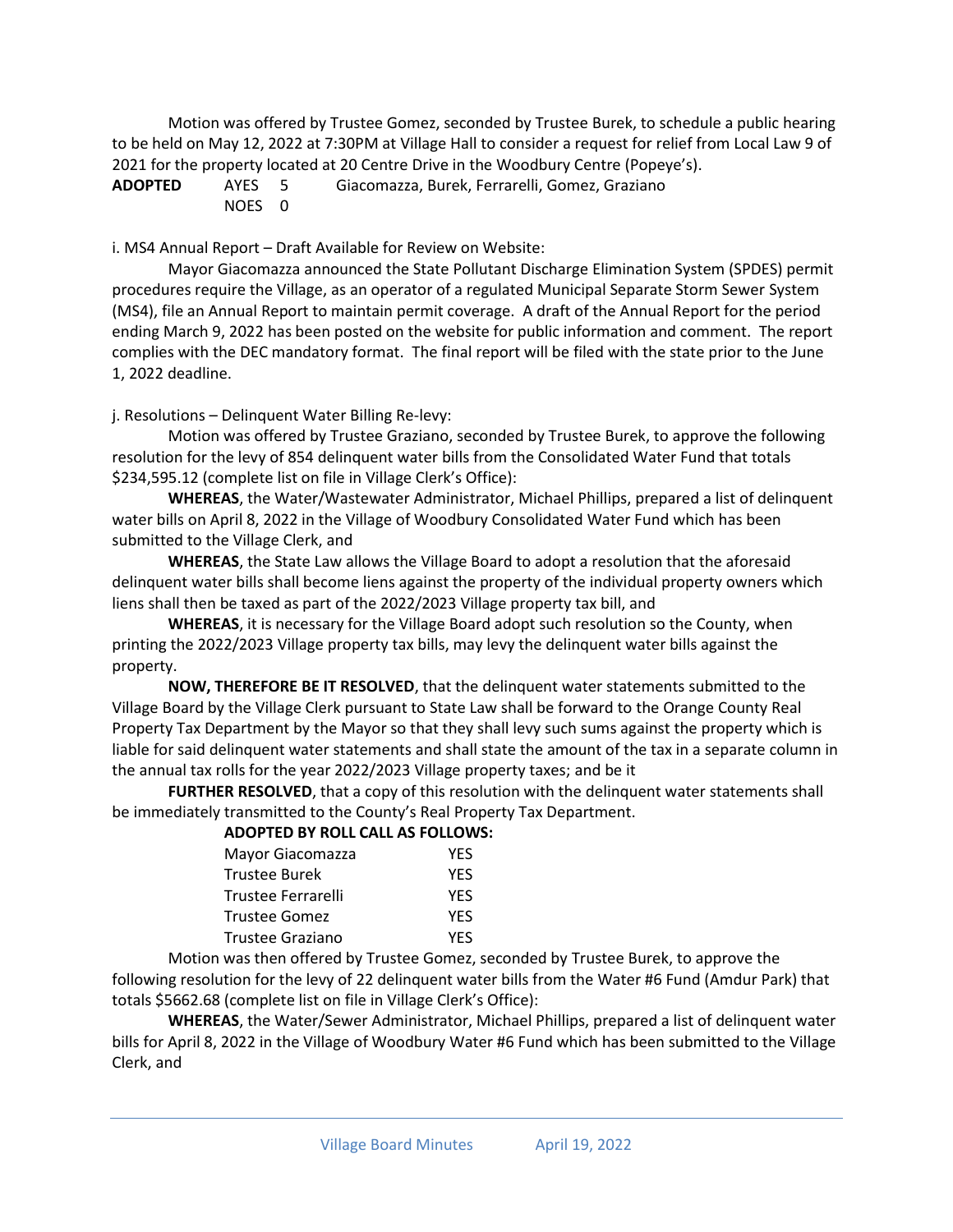Motion was offered by Trustee Gomez, seconded by Trustee Burek, to schedule a public hearing to be held on May 12, 2022 at 7:30PM at Village Hall to consider a request for relief from Local Law 9 of 2021 for the property located at 20 Centre Drive in the Woodbury Centre (Popeye's).

**ADOPTED** AYES 5 Giacomazza, Burek, Ferrarelli, Gomez, Graziano
NOES 0

i. MS4 Annual Report – Draft Available for Review on Website:

Mayor Giacomazza announced the State Pollutant Discharge Elimination System (SPDES) permit procedures require the Village, as an operator of a regulated Municipal Separate Storm Sewer System (MS4), file an Annual Report to maintain permit coverage. A draft of the Annual Report for the period ending March 9, 2022 has been posted on the website for public information and comment. The report complies with the DEC mandatory format. The final report will be filed with the state prior to the June 1, 2022 deadline.

j. Resolutions – Delinquent Water Billing Re-levy:

Motion was offered by Trustee Graziano, seconded by Trustee Burek, to approve the following resolution for the levy of 854 delinquent water bills from the Consolidated Water Fund that totals $234,595.12 (complete list on file in Village Clerk's Office):

**WHEREAS**, the Water/Wastewater Administrator, Michael Phillips, prepared a list of delinquent water bills on April 8, 2022 in the Village of Woodbury Consolidated Water Fund which has been submitted to the Village Clerk, and

**WHEREAS**, the State Law allows the Village Board to adopt a resolution that the aforesaid delinquent water bills shall become liens against the property of the individual property owners which liens shall then be taxed as part of the 2022/2023 Village property tax bill, and

**WHEREAS**, it is necessary for the Village Board adopt such resolution so the County, when printing the 2022/2023 Village property tax bills, may levy the delinquent water bills against the property.

**NOW, THEREFORE BE IT RESOLVED**, that the delinquent water statements submitted to the Village Board by the Village Clerk pursuant to State Law shall be forward to the Orange County Real Property Tax Department by the Mayor so that they shall levy such sums against the property which is liable for said delinquent water statements and shall state the amount of the tax in a separate column in the annual tax rolls for the year 2022/2023 Village property taxes; and be it

**FURTHER RESOLVED**, that a copy of this resolution with the delinquent water statements shall be immediately transmitted to the County's Real Property Tax Department.

**ADOPTED BY ROLL CALL AS FOLLOWS:**

| | |
|---|---|
| Mayor Giacomazza | YES |
| Trustee Burek | YES |
| Trustee Ferrarelli | YES |
| Trustee Gomez | YES |
| Trustee Graziano | YES |

Motion was then offered by Trustee Gomez, seconded by Trustee Burek, to approve the following resolution for the levy of 22 delinquent water bills from the Water #6 Fund (Amdur Park) that totals $5662.68 (complete list on file in Village Clerk's Office):

**WHEREAS**, the Water/Sewer Administrator, Michael Phillips, prepared a list of delinquent water bills for April 8, 2022 in the Village of Woodbury Water #6 Fund which has been submitted to the Village Clerk, and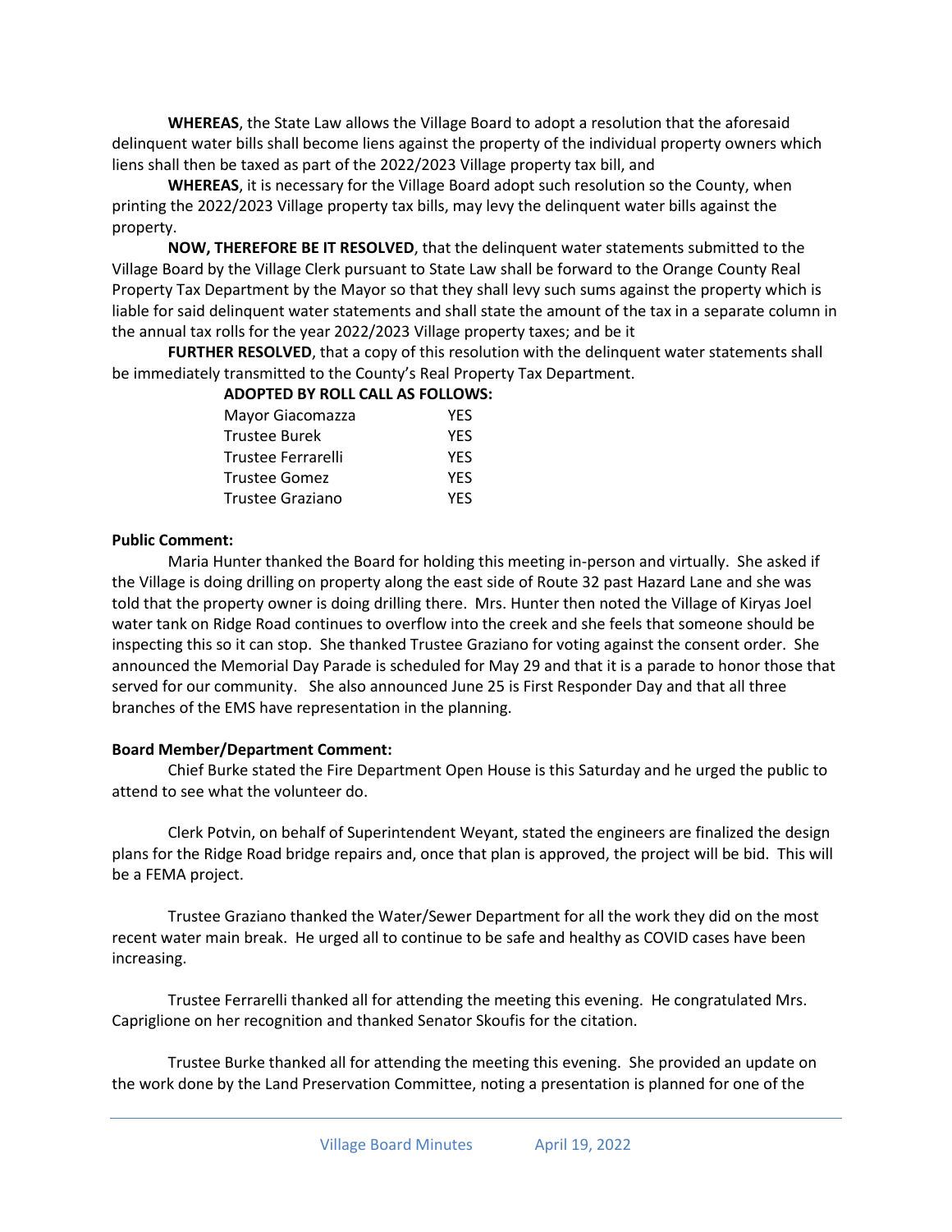**WHEREAS**, the State Law allows the Village Board to adopt a resolution that the aforesaid delinquent water bills shall become liens against the property of the individual property owners which liens shall then be taxed as part of the 2022/2023 Village property tax bill, and

**WHEREAS**, it is necessary for the Village Board adopt such resolution so the County, when printing the 2022/2023 Village property tax bills, may levy the delinquent water bills against the property.

**NOW, THEREFORE BE IT RESOLVED**, that the delinquent water statements submitted to the Village Board by the Village Clerk pursuant to State Law shall be forward to the Orange County Real Property Tax Department by the Mayor so that they shall levy such sums against the property which is liable for said delinquent water statements and shall state the amount of the tax in a separate column in the annual tax rolls for the year 2022/2023 Village property taxes; and be it

**FURTHER RESOLVED**, that a copy of this resolution with the delinquent water statements shall be immediately transmitted to the County's Real Property Tax Department.

**ADOPTED BY ROLL CALL AS FOLLOWS:**

| | |
|---|---|
| Mayor Giacomazza | YES |
| Trustee Burek | YES |
| Trustee Ferrarelli | YES |
| Trustee Gomez | YES |
| Trustee Graziano | YES |

**Public Comment:**

Maria Hunter thanked the Board for holding this meeting in-person and virtually. She asked if the Village is doing drilling on property along the east side of Route 32 past Hazard Lane and she was told that the property owner is doing drilling there. Mrs. Hunter then noted the Village of Kiryas Joel water tank on Ridge Road continues to overflow into the creek and she feels that someone should be inspecting this so it can stop. She thanked Trustee Graziano for voting against the consent order. She announced the Memorial Day Parade is scheduled for May 29 and that it is a parade to honor those that served for our community. She also announced June 25 is First Responder Day and that all three branches of the EMS have representation in the planning.

**Board Member/Department Comment:**

Chief Burke stated the Fire Department Open House is this Saturday and he urged the public to attend to see what the volunteer do.

Clerk Potvin, on behalf of Superintendent Weyant, stated the engineers are finalized the design plans for the Ridge Road bridge repairs and, once that plan is approved, the project will be bid. This will be a FEMA project.

Trustee Graziano thanked the Water/Sewer Department for all the work they did on the most recent water main break. He urged all to continue to be safe and healthy as COVID cases have been increasing.

Trustee Ferrarelli thanked all for attending the meeting this evening. He congratulated Mrs. Capriglione on her recognition and thanked Senator Skoufis for the citation.

Trustee Burke thanked all for attending the meeting this evening. She provided an update on the work done by the Land Preservation Committee, noting a presentation is planned for one of the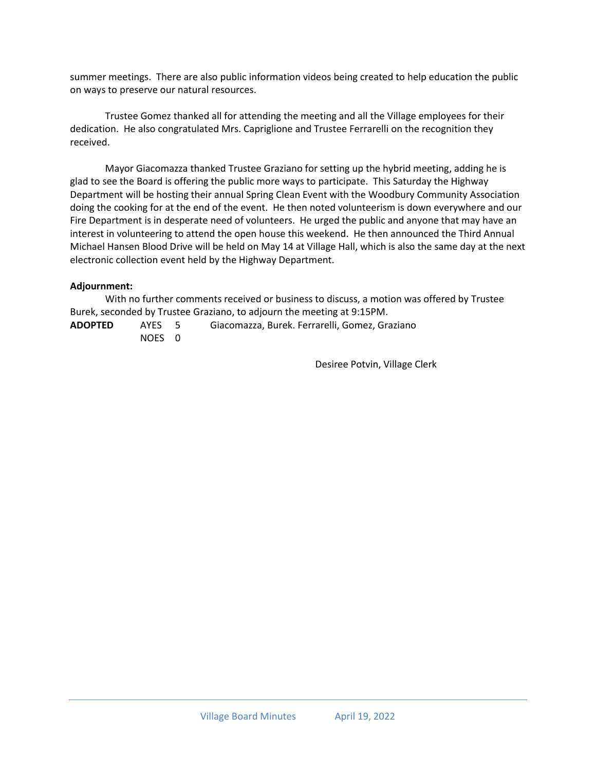summer meetings.  There are also public information videos being created to help education the public on ways to preserve our natural resources.

Trustee Gomez thanked all for attending the meeting and all the Village employees for their dedication.  He also congratulated Mrs. Capriglione and Trustee Ferrarelli on the recognition they received.

Mayor Giacomazza thanked Trustee Graziano for setting up the hybrid meeting, adding he is glad to see the Board is offering the public more ways to participate.  This Saturday the Highway Department will be hosting their annual Spring Clean Event with the Woodbury Community Association doing the cooking for at the end of the event.  He then noted volunteerism is down everywhere and our Fire Department is in desperate need of volunteers.  He urged the public and anyone that may have an interest in volunteering to attend the open house this weekend.  He then announced the Third Annual Michael Hansen Blood Drive will be held on May 14 at Village Hall, which is also the same day at the next electronic collection event held by the Highway Department.

**Adjournment:**

With no further comments received or business to discuss, a motion was offered by Trustee Burek, seconded by Trustee Graziano, to adjourn the meeting at 9:15PM.

**ADOPTED** AYES 5 Giacomazza, Burek. Ferrarelli, Gomez, Graziano
NOES 0

Desiree Potvin, Village Clerk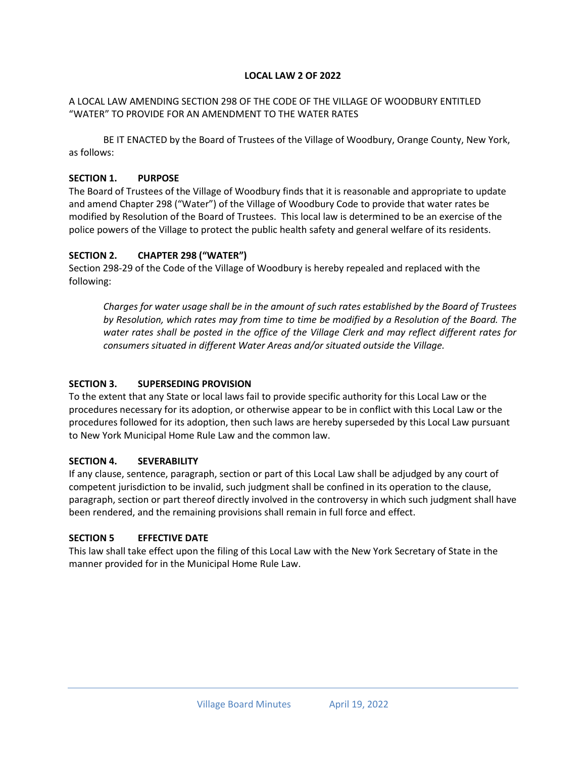**LOCAL LAW 2 OF 2022**

A LOCAL LAW AMENDING SECTION 298 OF THE CODE OF THE VILLAGE OF WOODBURY ENTITLED "WATER" TO PROVIDE FOR AN AMENDMENT TO THE WATER RATES

BE IT ENACTED by the Board of Trustees of the Village of Woodbury, Orange County, New York, as follows:

**SECTION 1. PURPOSE**

The Board of Trustees of the Village of Woodbury finds that it is reasonable and appropriate to update and amend Chapter 298 ("Water") of the Village of Woodbury Code to provide that water rates be modified by Resolution of the Board of Trustees. This local law is determined to be an exercise of the police powers of the Village to protect the public health safety and general welfare of its residents.

**SECTION 2. CHAPTER 298 ("WATER")**

Section 298-29 of the Code of the Village of Woodbury is hereby repealed and replaced with the following:

> *Charges for water usage shall be in the amount of such rates established by the Board of Trustees by Resolution, which rates may from time to time be modified by a Resolution of the Board. The water rates shall be posted in the office of the Village Clerk and may reflect different rates for consumers situated in different Water Areas and/or situated outside the Village.*

**SECTION 3. SUPERSEDING PROVISION**

To the extent that any State or local laws fail to provide specific authority for this Local Law or the procedures necessary for its adoption, or otherwise appear to be in conflict with this Local Law or the procedures followed for its adoption, then such laws are hereby superseded by this Local Law pursuant to New York Municipal Home Rule Law and the common law.

**SECTION 4. SEVERABILITY**

If any clause, sentence, paragraph, section or part of this Local Law shall be adjudged by any court of competent jurisdiction to be invalid, such judgment shall be confined in its operation to the clause, paragraph, section or part thereof directly involved in the controversy in which such judgment shall have been rendered, and the remaining provisions shall remain in full force and effect.

**SECTION 5 EFFECTIVE DATE**

This law shall take effect upon the filing of this Local Law with the New York Secretary of State in the manner provided for in the Municipal Home Rule Law.